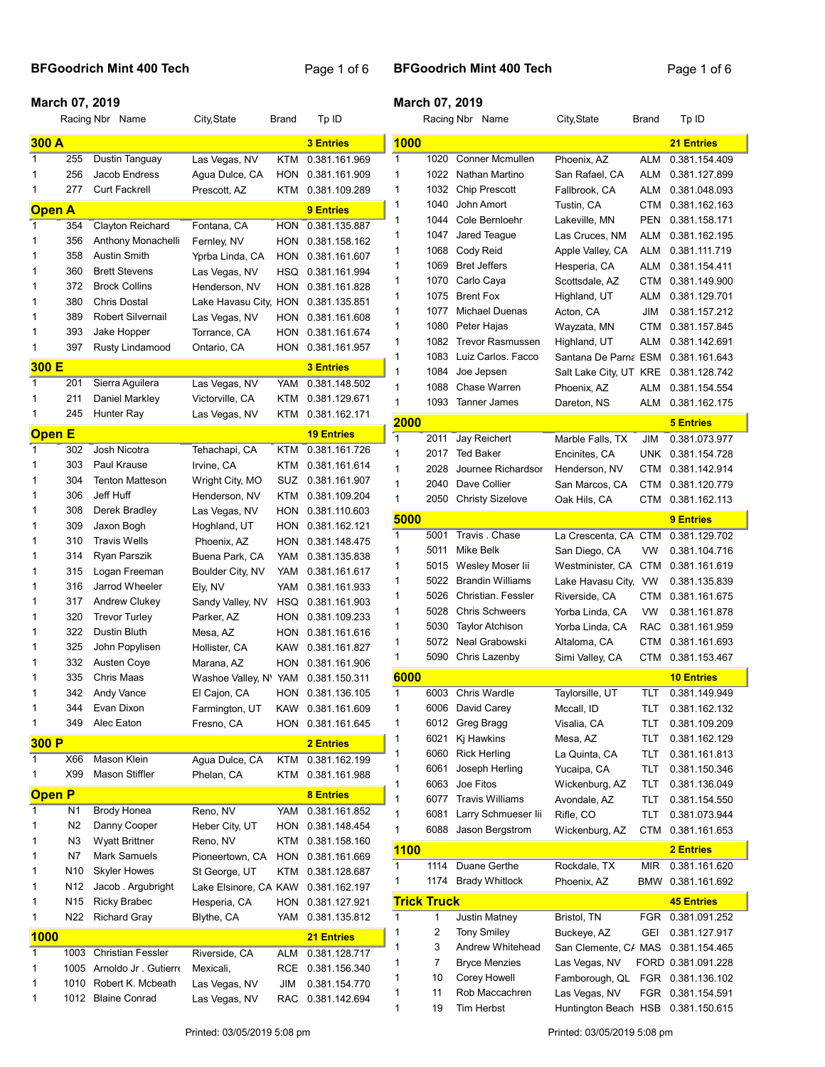# BFGoodrich Mint 400 Tech

**March 07, 2019**

## 300 A — 3 Entries

| | Racing Nbr | Name | City,State | Brand | Tp ID |
|---|---|---|---|---|---|
| 1 | 255 | Dustin Tanguay | Las Vegas, NV | KTM | 0.381.161.969 |
| 1 | 256 | Jacob Endress | Agua Dulce, CA | HON | 0.381.161.909 |
| 1 | 277 | Curt Fackrell | Prescott, AZ | KTM | 0.381.109.289 |

## Open A — 9 Entries

| | Racing Nbr | Name | City,State | Brand | Tp ID |
|---|---|---|---|---|---|
| 1 | 354 | Clayton Reichard | Fontana, CA | HON | 0.381.135.887 |
| 1 | 356 | Anthony Monachelli | Fernley, NV | HON | 0.381.158.162 |
| 1 | 358 | Austin Smith | Yprba Linda, CA | HON | 0.381.161.607 |
| 1 | 360 | Brett Stevens | Las Vegas, NV | HSQ | 0.381.161.994 |
| 1 | 372 | Brock Collins | Henderson, NV | HON | 0.381.161.828 |
| 1 | 380 | Chris Dostal | Lake Havasu City, | HON | 0.381.135.851 |
| 1 | 389 | Robert Silvernail | Las Vegas, NV | HON | 0.381.161.608 |
| 1 | 393 | Jake Hopper | Torrance, CA | HON | 0.381.161.674 |
| 1 | 397 | Rusty Lindamood | Ontario, CA | HON | 0.381.161.957 |

## 300 E — 3 Entries

| | Racing Nbr | Name | City,State | Brand | Tp ID |
|---|---|---|---|---|---|
| 1 | 201 | Sierra Aguilera | Las Vegas, NV | YAM | 0.381.148.502 |
| 1 | 211 | Daniel Markley | Victorville, CA | KTM | 0.381.129.671 |
| 1 | 245 | Hunter Ray | Las Vegas, NV | KTM | 0.381.162.171 |

## Open E — 19 Entries

| | Racing Nbr | Name | City,State | Brand | Tp ID |
|---|---|---|---|---|---|
| 1 | 302 | Josh Nicotra | Tehachapi, CA | KTM | 0.381.161.726 |
| 1 | 303 | Paul Krause | Irvine, CA | KTM | 0.381.161.614 |
| 1 | 304 | Tenton Matteson | Wright City, MO | SUZ | 0.381.161.907 |
| 1 | 306 | Jeff Huff | Henderson, NV | KTM | 0.381.109.204 |
| 1 | 308 | Derek Bradley | Las Vegas, NV | HON | 0.381.110.603 |
| 1 | 309 | Jaxon Bogh | Hoghland, UT | HON | 0.381.162.121 |
| 1 | 310 | Travis Wells | Phoenix, AZ | HON | 0.381.148.475 |
| 1 | 314 | Ryan Parszik | Buena Park, CA | YAM | 0.381.135.838 |
| 1 | 315 | Logan Freeman | Boulder City, NV | YAM | 0.381.161.617 |
| 1 | 316 | Jarrod Wheeler | Ely, NV | YAM | 0.381.161.933 |
| 1 | 317 | Andrew Clukey | Sandy Valley, NV | HSQ | 0.381.161.903 |
| 1 | 320 | Trevor Turley | Parker, AZ | HON | 0.381.109.233 |
| 1 | 322 | Dustin Bluth | Mesa, AZ | HON | 0.381.161.616 |
| 1 | 325 | John Popylisen | Hollister, CA | KAW | 0.381.161.827 |
| 1 | 332 | Austen Coye | Marana, AZ | HON | 0.381.161.906 |
| 1 | 335 | Chris Maas | Washoe Valley, N' | YAM | 0.381.150.311 |
| 1 | 342 | Andy Vance | El Cajon, CA | HON | 0.381.136.105 |
| 1 | 344 | Evan Dixon | Farmington, UT | KAW | 0.381.161.609 |
| 1 | 349 | Alec Eaton | Fresno, CA | HON | 0.381.161.645 |

## 300 P — 2 Entries

| | Racing Nbr | Name | City,State | Brand | Tp ID |
|---|---|---|---|---|---|
| 1 | X66 | Mason Klein | Agua Dulce, CA | KTM | 0.381.162.199 |
| 1 | X99 | Mason Stiffler | Phelan, CA | KTM | 0.381.161.988 |

## Open P — 8 Entries

| | Racing Nbr | Name | City,State | Brand | Tp ID |
|---|---|---|---|---|---|
| 1 | N1 | Brody Honea | Reno, NV | YAM | 0.381.161.852 |
| 1 | N2 | Danny Cooper | Heber City, UT | HON | 0.381.148.454 |
| 1 | N3 | Wyatt Brittner | Reno, NV | KTM | 0.381.158.160 |
| 1 | N7 | Mark Samuels | Pioneertown, CA | HON | 0.381.161.669 |
| 1 | N10 | Skyler Howes | St George, UT | KTM | 0.381.128.687 |
| 1 | N12 | Jacob . Argubright | Lake Elsinore, CA | KAW | 0.381.162.197 |
| 1 | N15 | Ricky Brabec | Hesperia, CA | HON | 0.381.127.921 |
| 1 | N22 | Richard Gray | Blythe, CA | YAM | 0.381.135.812 |

## 1000 — 21 Entries

| | Racing Nbr | Name | City,State | Brand | Tp ID |
|---|---|---|---|---|---|
| 1 | 1003 | Christian Fessler | Riverside, CA | ALM | 0.381.128.717 |
| 1 | 1005 | Arnoldo Jr . Gutierre | Mexicali, | RCE | 0.381.156.340 |
| 1 | 1010 | Robert K. Mcbeath | Las Vegas, NV | JIM | 0.381.154.770 |
| 1 | 1012 | Blaine Conrad | Las Vegas, NV | RAC | 0.381.142.694 |
| 1 | 1020 | Conner Mcmullen | Phoenix, AZ | ALM | 0.381.154.409 |
| 1 | 1022 | Nathan Martino | San Rafael, CA | ALM | 0.381.127.899 |
| 1 | 1032 | Chip Prescott | Fallbrook, CA | ALM | 0.381.048.093 |
| 1 | 1040 | John Amort | Tustin, CA | CTM | 0.381.162.163 |
| 1 | 1044 | Cole Bernloehr | Lakeville, MN | PEN | 0.381.158.171 |
| 1 | 1047 | Jared Teague | Las Cruces, NM | ALM | 0.381.162.195 |
| 1 | 1068 | Cody Reid | Apple Valley, CA | ALM | 0.381.111.719 |
| 1 | 1069 | Bret Jeffers | Hesperia, CA | ALM | 0.381.154.411 |
| 1 | 1070 | Carlo Caya | Scottsdale, AZ | CTM | 0.381.149.900 |
| 1 | 1075 | Brent Fox | Highland, UT | ALM | 0.381.129.701 |
| 1 | 1077 | Michael Duenas | Acton, CA | JIM | 0.381.157.212 |
| 1 | 1080 | Peter Hajas | Wayzata, MN | CTM | 0.381.157.845 |
| 1 | 1082 | Trevor Rasmussen | Highland, UT | ALM | 0.381.142.691 |
| 1 | 1083 | Luiz Carlos. Facco | Santana De Parna | ESM | 0.381.161.643 |
| 1 | 1084 | Joe Jepsen | Salt Lake City, UT | KRE | 0.381.128.742 |
| 1 | 1088 | Chase Warren | Phoenix, AZ | ALM | 0.381.154.554 |
| 1 | 1093 | Tanner James | Dareton, NS | ALM | 0.381.162.175 |

## 2000 — 5 Entries

| | Racing Nbr | Name | City,State | Brand | Tp ID |
|---|---|---|---|---|---|
| 1 | 2011 | Jay Reichert | Marble Falls, TX | JIM | 0.381.073.977 |
| 1 | 2017 | Ted Baker | Encinites, CA | UNK | 0.381.154.728 |
| 1 | 2028 | Journee Richardsor | Henderson, NV | CTM | 0.381.142.914 |
| 1 | 2040 | Dave Collier | San Marcos, CA | CTM | 0.381.120.779 |
| 1 | 2050 | Christy Sizelove | Oak Hils, CA | CTM | 0.381.162.113 |

## 5000 — 9 Entries

| | Racing Nbr | Name | City,State | Brand | Tp ID |
|---|---|---|---|---|---|
| 1 | 5001 | Travis . Chase | La Crescenta, CA | CTM | 0.381.129.702 |
| 1 | 5011 | Mike Belk | San Diego, CA | VW | 0.381.104.716 |
| 1 | 5015 | Wesley Moser Iii | Westminister, CA | CTM | 0.381.161.619 |
| 1 | 5022 | Brandin Williams | Lake Havasu City, | VW | 0.381.135.839 |
| 1 | 5026 | Christian. Fessler | Riverside, CA | CTM | 0.381.161.675 |
| 1 | 5028 | Chris Schweers | Yorba Linda, CA | VW | 0.381.161.878 |
| 1 | 5030 | Taylor Atchison | Yorba Linda, CA | RAC | 0.381.161.959 |
| 1 | 5072 | Neal Grabowski | Altaloma, CA | CTM | 0.381.161.693 |
| 1 | 5090 | Chris Lazenby | Simi Valley, CA | CTM | 0.381.153.467 |

## 6000 — 10 Entries

| | Racing Nbr | Name | City,State | Brand | Tp ID |
|---|---|---|---|---|---|
| 1 | 6003 | Chris Wardle | Taylorsille, UT | TLT | 0.381.149.949 |
| 1 | 6006 | David Carey | Mccall, ID | TLT | 0.381.162.132 |
| 1 | 6012 | Greg Bragg | Visalia, CA | TLT | 0.381.109.209 |
| 1 | 6021 | Kj Hawkins | Mesa, AZ | TLT | 0.381.162.129 |
| 1 | 6060 | Rick Herling | La Quinta, CA | TLT | 0.381.161.813 |
| 1 | 6061 | Joseph Herling | Yucaipa, CA | TLT | 0.381.150.346 |
| 1 | 6063 | Joe Fitos | Wickenburg, AZ | TLT | 0.381.136.049 |
| 1 | 6077 | Travis Williams | Avondale, AZ | TLT | 0.381.154.550 |
| 1 | 6081 | Larry Schmueser Iii | Rifle, CO | TLT | 0.381.073.944 |
| 1 | 6088 | Jason Bergstrom | Wickenburg, AZ | CTM | 0.381.161.653 |

## 1100 — 2 Entries

| | Racing Nbr | Name | City,State | Brand | Tp ID |
|---|---|---|---|---|---|
| 1 | 1114 | Duane Gerthe | Rockdale, TX | MIR | 0.381.161.620 |
| 1 | 1174 | Brady Whitlock | Phoenix, AZ | BMW | 0.381.161.692 |

## Trick Truck — 45 Entries

| | Racing Nbr | Name | City,State | Brand | Tp ID |
|---|---|---|---|---|---|
| 1 | 1 | Justin Matney | Bristol, TN | FGR | 0.381.091.252 |
| 1 | 2 | Tony Smiley | Buckeye, AZ | GEI | 0.381.127.917 |
| 1 | 3 | Andrew Whitehead | San Clemente, C/ | MAS | 0.381.154.465 |
| 1 | 7 | Bryce Menzies | Las Vegas, NV | FORD | 0.381.091.228 |
| 1 | 10 | Corey Howell | Famborough, QL | FGR | 0.381.136.102 |
| 1 | 11 | Rob Maccachren | Las Vegas, NV | FGR | 0.381.154.591 |
| 1 | 19 | Tim Herbst | Huntington Beach | HSB | 0.381.150.615 |

Printed: 03/05/2019 5:08 pm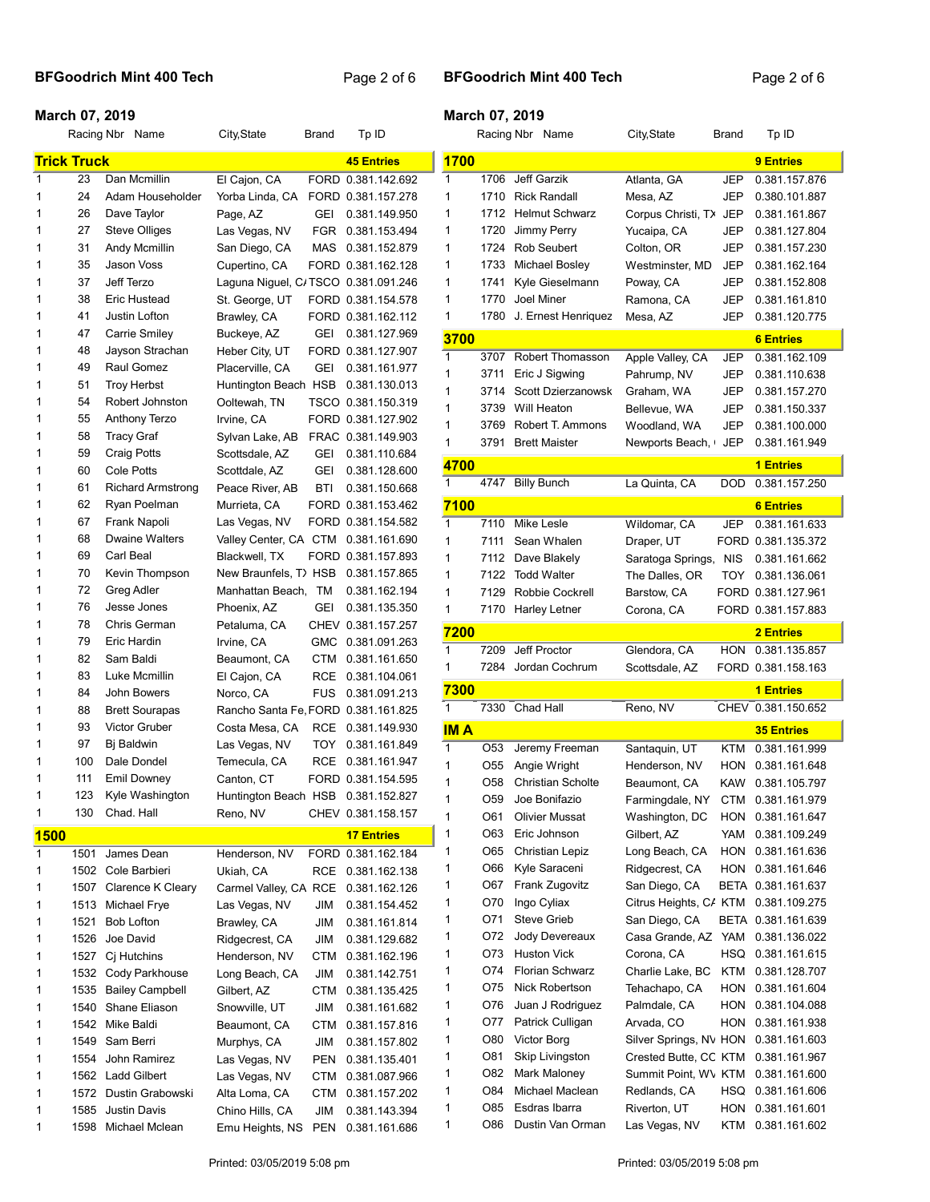## BFGoodrich Mint 400 Tech

**March 07, 2019**

### Trick Truck — 45 Entries

| | Racing Nbr | Name | City,State | Brand | Tp ID |
|---|---|---|---|---|---|
| 1 | 23 | Dan Mcmillin | El Cajon, CA | FORD | 0.381.142.692 |
| 1 | 24 | Adam Householder | Yorba Linda, CA | FORD | 0.381.157.278 |
| 1 | 26 | Dave Taylor | Page, AZ | GEI | 0.381.149.950 |
| 1 | 27 | Steve Olliges | Las Vegas, NV | FGR | 0.381.153.494 |
| 1 | 31 | Andy Mcmillin | San Diego, CA | MAS | 0.381.152.879 |
| 1 | 35 | Jason Voss | Cupertino, CA | FORD | 0.381.162.128 |
| 1 | 37 | Jeff Terzo | Laguna Niguel, CA | TSCO | 0.381.091.246 |
| 1 | 38 | Eric Hustead | St. George, UT | FORD | 0.381.154.578 |
| 1 | 41 | Justin Lofton | Brawley, CA | FORD | 0.381.162.112 |
| 1 | 47 | Carrie Smiley | Buckeye, AZ | GEI | 0.381.127.969 |
| 1 | 48 | Jayson Strachan | Heber City, UT | FORD | 0.381.127.907 |
| 1 | 49 | Raul Gomez | Placerville, CA | GEI | 0.381.161.977 |
| 1 | 51 | Troy Herbst | Huntington Beach | HSB | 0.381.130.013 |
| 1 | 54 | Robert Johnston | Ooltewah, TN | TSCO | 0.381.150.319 |
| 1 | 55 | Anthony Terzo | Irvine, CA | FORD | 0.381.127.902 |
| 1 | 58 | Tracy Graf | Sylvan Lake, AB | FRAC | 0.381.149.903 |
| 1 | 59 | Craig Potts | Scottsdale, AZ | GEI | 0.381.110.684 |
| 1 | 60 | Cole Potts | Scottdale, AZ | GEI | 0.381.128.600 |
| 1 | 61 | Richard Armstrong | Peace River, AB | BTI | 0.381.150.668 |
| 1 | 62 | Ryan Poelman | Murrieta, CA | FORD | 0.381.153.462 |
| 1 | 67 | Frank Napoli | Las Vegas, NV | FORD | 0.381.154.582 |
| 1 | 68 | Dwaine Walters | Valley Center, CA | CTM | 0.381.161.690 |
| 1 | 69 | Carl Beal | Blackwell, TX | FORD | 0.381.157.893 |
| 1 | 70 | Kevin Thompson | New Braunfels, TX | HSB | 0.381.157.865 |
| 1 | 72 | Greg Adler | Manhattan Beach, | TM | 0.381.162.194 |
| 1 | 76 | Jesse Jones | Phoenix, AZ | GEI | 0.381.135.350 |
| 1 | 78 | Chris German | Petaluma, CA | CHEV | 0.381.157.257 |
| 1 | 79 | Eric Hardin | Irvine, CA | GMC | 0.381.091.263 |
| 1 | 82 | Sam Baldi | Beaumont, CA | CTM | 0.381.161.650 |
| 1 | 83 | Luke Mcmillin | El Cajon, CA | RCE | 0.381.104.061 |
| 1 | 84 | John Bowers | Norco, CA | FUS | 0.381.091.213 |
| 1 | 88 | Brett Sourapas | Rancho Santa Fe, | FORD | 0.381.161.825 |
| 1 | 93 | Victor Gruber | Costa Mesa, CA | RCE | 0.381.149.930 |
| 1 | 97 | Bj Baldwin | Las Vegas, NV | TOY | 0.381.161.849 |
| 1 | 100 | Dale Dondel | Temecula, CA | RCE | 0.381.161.947 |
| 1 | 111 | Emil Downey | Canton, CT | FORD | 0.381.154.595 |
| 1 | 123 | Kyle Washington | Huntington Beach | HSB | 0.381.152.827 |
| 1 | 130 | Chad. Hall | Reno, NV | CHEV | 0.381.158.157 |

### 1500 — 17 Entries

| | Racing Nbr | Name | City,State | Brand | Tp ID |
|---|---|---|---|---|---|
| 1 | 1501 | James Dean | Henderson, NV | FORD | 0.381.162.184 |
| 1 | 1502 | Cole Barbieri | Ukiah, CA | RCE | 0.381.162.138 |
| 1 | 1507 | Clarence K Cleary | Carmel Valley, CA | RCE | 0.381.162.126 |
| 1 | 1513 | Michael Frye | Las Vegas, NV | JIM | 0.381.154.452 |
| 1 | 1521 | Bob Lofton | Brawley, CA | JIM | 0.381.161.814 |
| 1 | 1526 | Joe David | Ridgecrest, CA | JIM | 0.381.129.682 |
| 1 | 1527 | Cj Hutchins | Henderson, NV | CTM | 0.381.162.196 |
| 1 | 1532 | Cody Parkhouse | Long Beach, CA | JIM | 0.381.142.751 |
| 1 | 1535 | Bailey Campbell | Gilbert, AZ | CTM | 0.381.135.425 |
| 1 | 1540 | Shane Eliason | Snowville, UT | JIM | 0.381.161.682 |
| 1 | 1542 | Mike Baldi | Beaumont, CA | CTM | 0.381.157.816 |
| 1 | 1549 | Sam Berri | Murphys, CA | JIM | 0.381.157.802 |
| 1 | 1554 | John Ramirez | Las Vegas, NV | PEN | 0.381.135.401 |
| 1 | 1562 | Ladd Gilbert | Las Vegas, NV | CTM | 0.381.087.966 |
| 1 | 1572 | Dustin Grabowski | Alta Loma, CA | CTM | 0.381.157.202 |
| 1 | 1585 | Justin Davis | Chino Hills, CA | JIM | 0.381.143.394 |
| 1 | 1598 | Michael Mclean | Emu Heights, NS | PEN | 0.381.161.686 |

### 1700 — 9 Entries

| | Racing Nbr | Name | City,State | Brand | Tp ID |
|---|---|---|---|---|---|
| 1 | 1706 | Jeff Garzik | Atlanta, GA | JEP | 0.381.157.876 |
| 1 | 1710 | Rick Randall | Mesa, AZ | JEP | 0.380.101.887 |
| 1 | 1712 | Helmut Schwarz | Corpus Christi, TX | JEP | 0.381.161.867 |
| 1 | 1720 | Jimmy Perry | Yucaipa, CA | JEP | 0.381.127.804 |
| 1 | 1724 | Rob Seubert | Colton, OR | JEP | 0.381.157.230 |
| 1 | 1733 | Michael Bosley | Westminster, MD | JEP | 0.381.162.164 |
| 1 | 1741 | Kyle Gieselmann | Poway, CA | JEP | 0.381.152.808 |
| 1 | 1770 | Joel Miner | Ramona, CA | JEP | 0.381.161.810 |
| 1 | 1780 | J. Ernest Henriquez | Mesa, AZ | JEP | 0.381.120.775 |

### 3700 — 6 Entries

| | Racing Nbr | Name | City,State | Brand | Tp ID |
|---|---|---|---|---|---|
| 1 | 3707 | Robert Thomasson | Apple Valley, CA | JEP | 0.381.162.109 |
| 1 | 3711 | Eric J Sigwing | Pahrump, NV | JEP | 0.381.110.638 |
| 1 | 3714 | Scott Dzierzanowsk | Graham, WA | JEP | 0.381.157.270 |
| 1 | 3739 | Will Heaton | Bellevue, WA | JEP | 0.381.150.337 |
| 1 | 3769 | Robert T. Ammons | Woodland, WA | JEP | 0.381.100.000 |
| 1 | 3791 | Brett Maister | Newports Beach, | JEP | 0.381.161.949 |

### 4700 — 1 Entries

| | Racing Nbr | Name | City,State | Brand | Tp ID |
|---|---|---|---|---|---|
| 1 | 4747 | Billy Bunch | La Quinta, CA | DOD | 0.381.157.250 |

### 7100 — 6 Entries

| | Racing Nbr | Name | City,State | Brand | Tp ID |
|---|---|---|---|---|---|
| 1 | 7110 | Mike Lesle | Wildomar, CA | JEP | 0.381.161.633 |
| 1 | 7111 | Sean Whalen | Draper, UT | FORD | 0.381.135.372 |
| 1 | 7112 | Dave Blakely | Saratoga Springs, | NIS | 0.381.161.662 |
| 1 | 7122 | Todd Walter | The Dalles, OR | TOY | 0.381.136.061 |
| 1 | 7129 | Robbie Cockrell | Barstow, CA | FORD | 0.381.127.961 |
| 1 | 7170 | Harley Letner | Corona, CA | FORD | 0.381.157.883 |

### 7200 — 2 Entries

| | Racing Nbr | Name | City,State | Brand | Tp ID |
|---|---|---|---|---|---|
| 1 | 7209 | Jeff Proctor | Glendora, CA | HON | 0.381.135.857 |
| 1 | 7284 | Jordan Cochrum | Scottsdale, AZ | FORD | 0.381.158.163 |

### 7300 — 1 Entries

| | Racing Nbr | Name | City,State | Brand | Tp ID |
|---|---|---|---|---|---|
| 1 | 7330 | Chad Hall | Reno, NV | CHEV | 0.381.150.652 |

### IM A — 35 Entries

| | Racing Nbr | Name | City,State | Brand | Tp ID |
|---|---|---|---|---|---|
| 1 | O53 | Jeremy Freeman | Santaquin, UT | KTM | 0.381.161.999 |
| 1 | O55 | Angie Wright | Henderson, NV | HON | 0.381.161.648 |
| 1 | O58 | Christian Scholte | Beaumont, CA | KAW | 0.381.105.797 |
| 1 | O59 | Joe Bonifazio | Farmingdale, NY | CTM | 0.381.161.979 |
| 1 | O61 | Olivier Mussat | Washington, DC | HON | 0.381.161.647 |
| 1 | O63 | Eric Johnson | Gilbert, AZ | YAM | 0.381.109.249 |
| 1 | O65 | Christian Lepiz | Long Beach, CA | HON | 0.381.161.636 |
| 1 | O66 | Kyle Saraceni | Ridgecrest, CA | HON | 0.381.161.646 |
| 1 | O67 | Frank Zugovitz | San Diego, CA | BETA | 0.381.161.637 |
| 1 | O70 | Ingo Cyliax | Citrus Heights, CA | KTM | 0.381.109.275 |
| 1 | O71 | Steve Grieb | San Diego, CA | BETA | 0.381.161.639 |
| 1 | O72 | Jody Devereaux | Casa Grande, AZ | YAM | 0.381.136.022 |
| 1 | O73 | Huston Vick | Corona, CA | HSQ | 0.381.161.615 |
| 1 | O74 | Florian Schwarz | Charlie Lake, BC | KTM | 0.381.128.707 |
| 1 | O75 | Nick Robertson | Tehachapo, CA | HON | 0.381.161.604 |
| 1 | O76 | Juan J Rodriguez | Palmdale, CA | HON | 0.381.104.088 |
| 1 | O77 | Patrick Culligan | Arvada, CO | HON | 0.381.161.938 |
| 1 | O80 | Victor Borg | Silver Springs, NV | HON | 0.381.161.603 |
| 1 | O81 | Skip Livingston | Crested Butte, CO | KTM | 0.381.161.967 |
| 1 | O82 | Mark Maloney | Summit Point, WV | KTM | 0.381.161.600 |
| 1 | O84 | Michael Maclean | Redlands, CA | HSQ | 0.381.161.606 |
| 1 | O85 | Esdras Ibarra | Riverton, UT | HON | 0.381.161.601 |
| 1 | O86 | Dustin Van Orman | Las Vegas, NV | KTM | 0.381.161.602 |

Printed: 03/05/2019 5:08 pm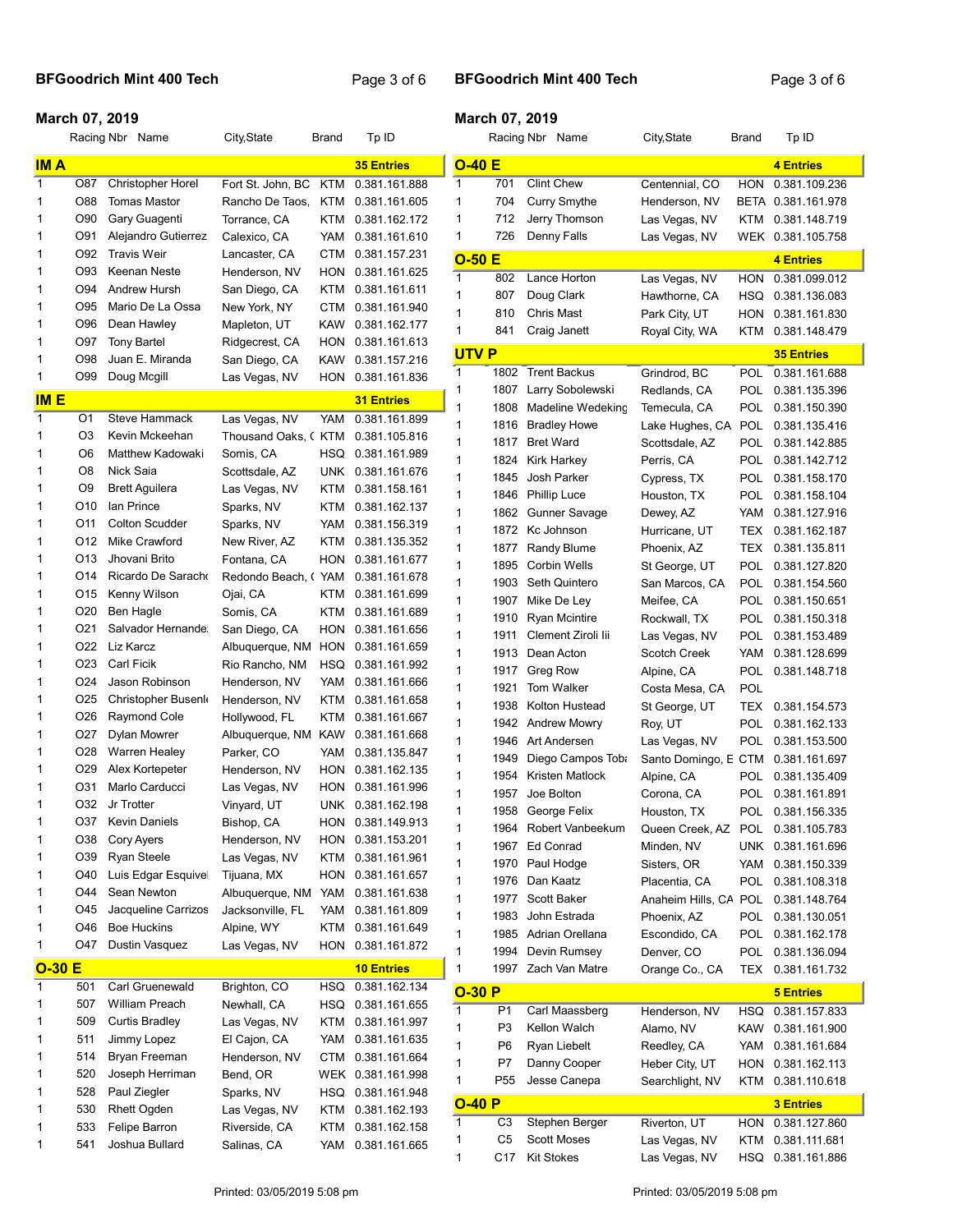# BFGoodrich Mint 400 Tech

March 07, 2019

## IM A — 35 Entries

| | Racing Nbr | Name | City,State | Brand | Tp ID |
|---|---|---|---|---|---|
| 1 | O87 | Christopher Horel | Fort St. John, BC | KTM | 0.381.161.888 |
| 1 | O88 | Tomas Mastor | Rancho De Taos, | KTM | 0.381.161.605 |
| 1 | O90 | Gary Guagenti | Torrance, CA | KTM | 0.381.162.172 |
| 1 | O91 | Alejandro Gutierrez | Calexico, CA | YAM | 0.381.161.610 |
| 1 | O92 | Travis Weir | Lancaster, CA | CTM | 0.381.157.231 |
| 1 | O93 | Keenan Neste | Henderson, NV | HON | 0.381.161.625 |
| 1 | O94 | Andrew Hursh | San Diego, CA | KTM | 0.381.161.611 |
| 1 | O95 | Mario De La Ossa | New York, NY | CTM | 0.381.161.940 |
| 1 | O96 | Dean Hawley | Mapleton, UT | KAW | 0.381.162.177 |
| 1 | O97 | Tony Bartel | Ridgecrest, CA | HON | 0.381.161.613 |
| 1 | O98 | Juan E. Miranda | San Diego, CA | KAW | 0.381.157.216 |
| 1 | O99 | Doug Mcgill | Las Vegas, NV | HON | 0.381.161.836 |

## IM E — 31 Entries

| | Racing Nbr | Name | City,State | Brand | Tp ID |
|---|---|---|---|---|---|
| 1 | O1 | Steve Hammack | Las Vegas, NV | YAM | 0.381.161.899 |
| 1 | O3 | Kevin Mckeehan | Thousand Oaks, ( | KTM | 0.381.105.816 |
| 1 | O6 | Matthew Kadowaki | Somis, CA | HSQ | 0.381.161.989 |
| 1 | O8 | Nick Saia | Scottsdale, AZ | UNK | 0.381.161.676 |
| 1 | O9 | Brett Aguilera | Las Vegas, NV | KTM | 0.381.158.161 |
| 1 | O10 | Ian Prince | Sparks, NV | KTM | 0.381.162.137 |
| 1 | O11 | Colton Scudder | Sparks, NV | YAM | 0.381.156.319 |
| 1 | O12 | Mike Crawford | New River, AZ | KTM | 0.381.135.352 |
| 1 | O13 | Jhovani Brito | Fontana, CA | HON | 0.381.161.677 |
| 1 | O14 | Ricardo De Saracho | Redondo Beach, ( | YAM | 0.381.161.678 |
| 1 | O15 | Kenny Wilson | Ojai, CA | KTM | 0.381.161.699 |
| 1 | O20 | Ben Hagle | Somis, CA | KTM | 0.381.161.689 |
| 1 | O21 | Salvador Hernande: | San Diego, CA | HON | 0.381.161.656 |
| 1 | O22 | Liz Karcz | Albuquerque, NM | HON | 0.381.161.659 |
| 1 | O23 | Carl Ficik | Rio Rancho, NM | HSQ | 0.381.161.992 |
| 1 | O24 | Jason Robinson | Henderson, NV | YAM | 0.381.161.666 |
| 1 | O25 | Christopher Busenl | Henderson, NV | KTM | 0.381.161.658 |
| 1 | O26 | Raymond Cole | Hollywood, FL | KTM | 0.381.161.667 |
| 1 | O27 | Dylan Mowrer | Albuquerque, NM | KAW | 0.381.161.668 |
| 1 | O28 | Warren Healey | Parker, CO | YAM | 0.381.135.847 |
| 1 | O29 | Alex Kortepeter | Henderson, NV | HON | 0.381.162.135 |
| 1 | O31 | Marlo Carducci | Las Vegas, NV | HON | 0.381.161.996 |
| 1 | O32 | Jr Trotter | Vinyard, UT | UNK | 0.381.162.198 |
| 1 | O37 | Kevin Daniels | Bishop, CA | HON | 0.381.149.913 |
| 1 | O38 | Cory Ayers | Henderson, NV | HON | 0.381.153.201 |
| 1 | O39 | Ryan Steele | Las Vegas, NV | KTM | 0.381.161.961 |
| 1 | O40 | Luis Edgar Esquivel | Tijuana, MX | HON | 0.381.161.657 |
| 1 | O44 | Sean Newton | Albuquerque, NM | YAM | 0.381.161.638 |
| 1 | O45 | Jacqueline Carrizos | Jacksonville, FL | YAM | 0.381.161.809 |
| 1 | O46 | Boe Huckins | Alpine, WY | KTM | 0.381.161.649 |
| 1 | O47 | Dustin Vasquez | Las Vegas, NV | HON | 0.381.161.872 |

## O-30 E — 10 Entries

| | Racing Nbr | Name | City,State | Brand | Tp ID |
|---|---|---|---|---|---|
| 1 | 501 | Carl Gruenewald | Brighton, CO | HSQ | 0.381.162.134 |
| 1 | 507 | William Preach | Newhall, CA | HSQ | 0.381.161.655 |
| 1 | 509 | Curtis Bradley | Las Vegas, NV | KTM | 0.381.161.997 |
| 1 | 511 | Jimmy Lopez | El Cajon, CA | YAM | 0.381.161.635 |
| 1 | 514 | Bryan Freeman | Henderson, NV | CTM | 0.381.161.664 |
| 1 | 520 | Joseph Herriman | Bend, OR | WEK | 0.381.161.998 |
| 1 | 528 | Paul Ziegler | Sparks, NV | HSQ | 0.381.161.948 |
| 1 | 530 | Rhett Ogden | Las Vegas, NV | KTM | 0.381.162.193 |
| 1 | 533 | Felipe Barron | Riverside, CA | KTM | 0.381.162.158 |
| 1 | 541 | Joshua Bullard | Salinas, CA | YAM | 0.381.161.665 |

## O-40 E — 4 Entries

| | Racing Nbr | Name | City,State | Brand | Tp ID |
|---|---|---|---|---|---|
| 1 | 701 | Clint Chew | Centennial, CO | HON | 0.381.109.236 |
| 1 | 704 | Curry Smythe | Henderson, NV | BETA | 0.381.161.978 |
| 1 | 712 | Jerry Thomson | Las Vegas, NV | KTM | 0.381.148.719 |
| 1 | 726 | Denny Falls | Las Vegas, NV | WEK | 0.381.105.758 |

## O-50 E — 4 Entries

| | Racing Nbr | Name | City,State | Brand | Tp ID |
|---|---|---|---|---|---|
| 1 | 802 | Lance Horton | Las Vegas, NV | HON | 0.381.099.012 |
| 1 | 807 | Doug Clark | Hawthorne, CA | HSQ | 0.381.136.083 |
| 1 | 810 | Chris Mast | Park City, UT | HON | 0.381.161.830 |
| 1 | 841 | Craig Janett | Royal City, WA | KTM | 0.381.148.479 |

## UTV P — 35 Entries

| | Racing Nbr | Name | City,State | Brand | Tp ID |
|---|---|---|---|---|---|
| 1 | 1802 | Trent Backus | Grindrod, BC | POL | 0.381.161.688 |
| 1 | 1807 | Larry Sobolewski | Redlands, CA | POL | 0.381.135.396 |
| 1 | 1808 | Madeline Wedeking | Temecula, CA | POL | 0.381.150.390 |
| 1 | 1816 | Bradley Howe | Lake Hughes, CA | POL | 0.381.135.416 |
| 1 | 1817 | Bret Ward | Scottsdale, AZ | POL | 0.381.142.885 |
| 1 | 1824 | Kirk Harkey | Perris, CA | POL | 0.381.142.712 |
| 1 | 1845 | Josh Parker | Cypress, TX | POL | 0.381.158.170 |
| 1 | 1846 | Phillip Luce | Houston, TX | POL | 0.381.158.104 |
| 1 | 1862 | Gunner Savage | Dewey, AZ | YAM | 0.381.127.916 |
| 1 | 1872 | Kc Johnson | Hurricane, UT | TEX | 0.381.162.187 |
| 1 | 1877 | Randy Blume | Phoenix, AZ | TEX | 0.381.135.811 |
| 1 | 1895 | Corbin Wells | St George, UT | POL | 0.381.127.820 |
| 1 | 1903 | Seth Quintero | San Marcos, CA | POL | 0.381.154.560 |
| 1 | 1907 | Mike De Ley | Meifee, CA | POL | 0.381.150.651 |
| 1 | 1910 | Ryan Mcintire | Rockwall, TX | POL | 0.381.150.318 |
| 1 | 1911 | Clement Ziroli Iii | Las Vegas, NV | POL | 0.381.153.489 |
| 1 | 1913 | Dean Acton | Scotch Creek | YAM | 0.381.128.699 |
| 1 | 1917 | Greg Row | Alpine, CA | POL | 0.381.148.718 |
| 1 | 1921 | Tom Walker | Costa Mesa, CA | POL | |
| 1 | 1938 | Kolton Hustead | St George, UT | TEX | 0.381.154.573 |
| 1 | 1942 | Andrew Mowry | Roy, UT | POL | 0.381.162.133 |
| 1 | 1946 | Art Andersen | Las Vegas, NV | POL | 0.381.153.500 |
| 1 | 1949 | Diego Campos Toba | Santo Domingo, E | CTM | 0.381.161.697 |
| 1 | 1954 | Kristen Matlock | Alpine, CA | POL | 0.381.135.409 |
| 1 | 1957 | Joe Bolton | Corona, CA | POL | 0.381.161.891 |
| 1 | 1958 | George Felix | Houston, TX | POL | 0.381.156.335 |
| 1 | 1964 | Robert Vanbeekum | Queen Creek, AZ | POL | 0.381.105.783 |
| 1 | 1967 | Ed Conrad | Minden, NV | UNK | 0.381.161.696 |
| 1 | 1970 | Paul Hodge | Sisters, OR | YAM | 0.381.150.339 |
| 1 | 1976 | Dan Kaatz | Placentia, CA | POL | 0.381.108.318 |
| 1 | 1977 | Scott Baker | Anaheim Hills, CA | POL | 0.381.148.764 |
| 1 | 1983 | John Estrada | Phoenix, AZ | POL | 0.381.130.051 |
| 1 | 1985 | Adrian Orellana | Escondido, CA | POL | 0.381.162.178 |
| 1 | 1994 | Devin Rumsey | Denver, CO | POL | 0.381.136.094 |
| 1 | 1997 | Zach Van Matre | Orange Co., CA | TEX | 0.381.161.732 |

## O-30 P — 5 Entries

| | Racing Nbr | Name | City,State | Brand | Tp ID |
|---|---|---|---|---|---|
| 1 | P1 | Carl Maassberg | Henderson, NV | HSQ | 0.381.157.833 |
| 1 | P3 | Kellon Walch | Alamo, NV | KAW | 0.381.161.900 |
| 1 | P6 | Ryan Liebelt | Reedley, CA | YAM | 0.381.161.684 |
| 1 | P7 | Danny Cooper | Heber City, UT | HON | 0.381.162.113 |
| 1 | P55 | Jesse Canepa | Searchlight, NV | KTM | 0.381.110.618 |

## O-40 P — 3 Entries

| | Racing Nbr | Name | City,State | Brand | Tp ID |
|---|---|---|---|---|---|
| 1 | C3 | Stephen Berger | Riverton, UT | HON | 0.381.127.860 |
| 1 | C5 | Scott Moses | Las Vegas, NV | KTM | 0.381.111.681 |
| 1 | C17 | Kit Stokes | Las Vegas, NV | HSQ | 0.381.161.886 |

Printed: 03/05/2019 5:08 pm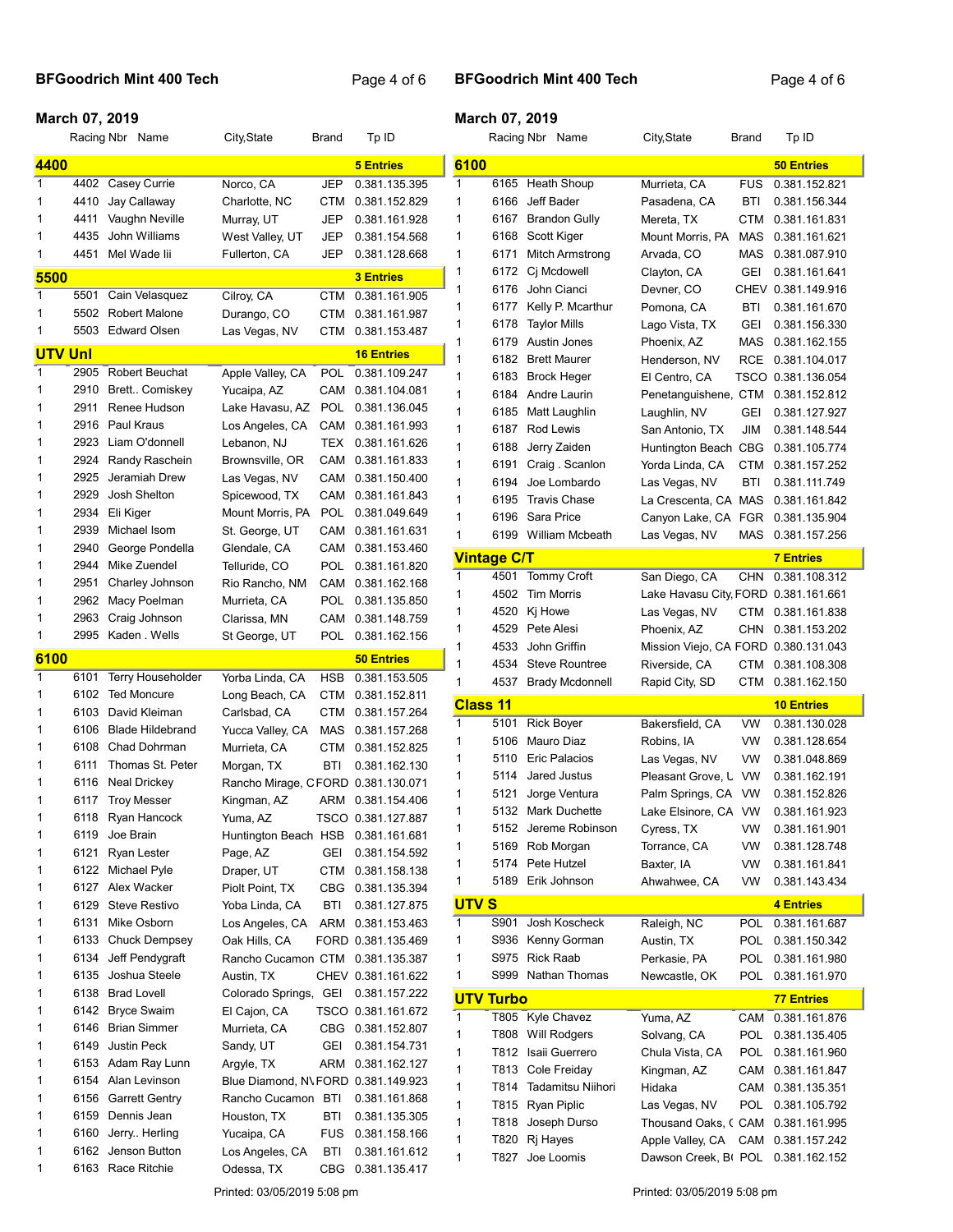# BFGoodrich Mint 400 Tech

**March 07, 2019**

| | Racing Nbr | Name | City,State | Brand | Tp ID |
|---|---|---|---|---|---|
| **4400** | | | | | **5 Entries** |
| 1 | 4402 | Casey Currie | Norco, CA | JEP | 0.381.135.395 |
| 1 | 4410 | Jay Callaway | Charlotte, NC | CTM | 0.381.152.829 |
| 1 | 4411 | Vaughn Neville | Murray, UT | JEP | 0.381.161.928 |
| 1 | 4435 | John Williams | West Valley, UT | JEP | 0.381.154.568 |
| 1 | 4451 | Mel Wade Iii | Fullerton, CA | JEP | 0.381.128.668 |
| **5500** | | | | | **3 Entries** |
| 1 | 5501 | Cain Velasquez | Cilroy, CA | CTM | 0.381.161.905 |
| 1 | 5502 | Robert Malone | Durango, CO | CTM | 0.381.161.987 |
| 1 | 5503 | Edward Olsen | Las Vegas, NV | CTM | 0.381.153.487 |
| **UTV Unl** | | | | | **16 Entries** |
| 1 | 2905 | Robert Beuchat | Apple Valley, CA | POL | 0.381.109.247 |
| 1 | 2910 | Brett.. Comiskey | Yucaipa, AZ | CAM | 0.381.104.081 |
| 1 | 2911 | Renee Hudson | Lake Havasu, AZ | POL | 0.381.136.045 |
| 1 | 2916 | Paul Kraus | Los Angeles, CA | CAM | 0.381.161.993 |
| 1 | 2923 | Liam O'donnell | Lebanon, NJ | TEX | 0.381.161.626 |
| 1 | 2924 | Randy Raschein | Brownsville, OR | CAM | 0.381.161.833 |
| 1 | 2925 | Jeramiah Drew | Las Vegas, NV | CAM | 0.381.150.400 |
| 1 | 2929 | Josh Shelton | Spicewood, TX | CAM | 0.381.161.843 |
| 1 | 2934 | Eli Kiger | Mount Morris, PA | POL | 0.381.049.649 |
| 1 | 2939 | Michael Isom | St. George, UT | CAM | 0.381.161.631 |
| 1 | 2940 | George Pondella | Glendale, CA | CAM | 0.381.153.460 |
| 1 | 2944 | Mike Zuendel | Telluride, CO | POL | 0.381.161.820 |
| 1 | 2951 | Charley Johnson | Rio Rancho, NM | CAM | 0.381.162.168 |
| 1 | 2962 | Macy Poelman | Murrieta, CA | POL | 0.381.135.850 |
| 1 | 2963 | Craig Johnson | Clarissa, MN | CAM | 0.381.148.759 |
| 1 | 2995 | Kaden . Wells | St George, UT | POL | 0.381.162.156 |
| **6100** | | | | | **50 Entries** |
| 1 | 6101 | Terry Householder | Yorba Linda, CA | HSB | 0.381.153.505 |
| 1 | 6102 | Ted Moncure | Long Beach, CA | CTM | 0.381.152.811 |
| 1 | 6103 | David Kleiman | Carlsbad, CA | CTM | 0.381.157.264 |
| 1 | 6106 | Blade Hildebrand | Yucca Valley, CA | MAS | 0.381.157.268 |
| 1 | 6108 | Chad Dohrman | Murrieta, CA | CTM | 0.381.152.825 |
| 1 | 6111 | Thomas St. Peter | Morgan, TX | BTI | 0.381.162.130 |
| 1 | 6116 | Neal Drickey | Rancho Mirage, C | FORD | 0.381.130.071 |
| 1 | 6117 | Troy Messer | Kingman, AZ | ARM | 0.381.154.406 |
| 1 | 6118 | Ryan Hancock | Yuma, AZ | TSCO | 0.381.127.887 |
| 1 | 6119 | Joe Brain | Huntington Beach | HSB | 0.381.161.681 |
| 1 | 6121 | Ryan Lester | Page, AZ | GEI | 0.381.154.592 |
| 1 | 6122 | Michael Pyle | Draper, UT | CTM | 0.381.158.138 |
| 1 | 6127 | Alex Wacker | Piolt Point, TX | CBG | 0.381.135.394 |
| 1 | 6129 | Steve Restivo | Yoba Linda, CA | BTI | 0.381.127.875 |
| 1 | 6131 | Mike Osborn | Los Angeles, CA | ARM | 0.381.153.463 |
| 1 | 6133 | Chuck Dempsey | Oak Hills, CA | FORD | 0.381.135.469 |
| 1 | 6134 | Jeff Pendygraft | Rancho Cucamon | CTM | 0.381.135.387 |
| 1 | 6135 | Joshua Steele | Austin, TX | CHEV | 0.381.161.622 |
| 1 | 6138 | Brad Lovell | Colorado Springs, | GEI | 0.381.157.222 |
| 1 | 6142 | Bryce Swaim | El Cajon, CA | TSCO | 0.381.161.672 |
| 1 | 6146 | Brian Simmer | Murrieta, CA | CBG | 0.381.152.807 |
| 1 | 6149 | Justin Peck | Sandy, UT | GEI | 0.381.154.731 |
| 1 | 6153 | Adam Ray Lunn | Argyle, TX | ARM | 0.381.162.127 |
| 1 | 6154 | Alan Levinson | Blue Diamond, N\ | FORD | 0.381.149.923 |
| 1 | 6156 | Garrett Gentry | Rancho Cucamon | BTI | 0.381.161.868 |
| 1 | 6159 | Dennis Jean | Houston, TX | BTI | 0.381.135.305 |
| 1 | 6160 | Jerry.. Herling | Yucaipa, CA | FUS | 0.381.158.166 |
| 1 | 6162 | Jenson Button | Los Angeles, CA | BTI | 0.381.161.612 |
| 1 | 6163 | Race Ritchie | Odessa, TX | CBG | 0.381.135.417 |
| **6100** | | | | | **50 Entries** |
| 1 | 6165 | Heath Shoup | Murrieta, CA | FUS | 0.381.152.821 |
| 1 | 6166 | Jeff Bader | Pasadena, CA | BTI | 0.381.156.344 |
| 1 | 6167 | Brandon Gully | Mereta, TX | CTM | 0.381.161.831 |
| 1 | 6168 | Scott Kiger | Mount Morris, PA | MAS | 0.381.161.621 |
| 1 | 6171 | Mitch Armstrong | Arvada, CO | MAS | 0.381.087.910 |
| 1 | 6172 | Cj Mcdowell | Clayton, CA | GEI | 0.381.161.641 |
| 1 | 6176 | John Cianci | Devner, CO | CHEV | 0.381.149.916 |
| 1 | 6177 | Kelly P. Mcarthur | Pomona, CA | BTI | 0.381.161.670 |
| 1 | 6178 | Taylor Mills | Lago Vista, TX | GEI | 0.381.156.330 |
| 1 | 6179 | Austin Jones | Phoenix, AZ | MAS | 0.381.162.155 |
| 1 | 6182 | Brett Maurer | Henderson, NV | RCE | 0.381.104.017 |
| 1 | 6183 | Brock Heger | El Centro, CA | TSCO | 0.381.136.054 |
| 1 | 6184 | Andre Laurin | Penetanguishene, | CTM | 0.381.152.812 |
| 1 | 6185 | Matt Laughlin | Laughlin, NV | GEI | 0.381.127.927 |
| 1 | 6187 | Rod Lewis | San Antonio, TX | JIM | 0.381.148.544 |
| 1 | 6188 | Jerry Zaiden | Huntington Beach | CBG | 0.381.105.774 |
| 1 | 6191 | Craig . Scanlon | Yorda Linda, CA | CTM | 0.381.157.252 |
| 1 | 6194 | Joe Lombardo | Las Vegas, NV | BTI | 0.381.111.749 |
| 1 | 6195 | Travis Chase | La Crescenta, CA | MAS | 0.381.161.842 |
| 1 | 6196 | Sara Price | Canyon Lake, CA | FGR | 0.381.135.904 |
| 1 | 6199 | William Mcbeath | Las Vegas, NV | MAS | 0.381.157.256 |
| **Vintage C/T** | | | | | **7 Entries** |
| 1 | 4501 | Tommy Croft | San Diego, CA | CHN | 0.381.108.312 |
| 1 | 4502 | Tim Morris | Lake Havasu City, | FORD | 0.381.161.661 |
| 1 | 4520 | Kj Howe | Las Vegas, NV | CTM | 0.381.161.838 |
| 1 | 4529 | Pete Alesi | Phoenix, AZ | CHN | 0.381.153.202 |
| 1 | 4533 | John Griffin | Mission Viejo, CA | FORD | 0.380.131.043 |
| 1 | 4534 | Steve Rountree | Riverside, CA | CTM | 0.381.108.308 |
| 1 | 4537 | Brady Mcdonnell | Rapid City, SD | CTM | 0.381.162.150 |
| **Class 11** | | | | | **10 Entries** |
| 1 | 5101 | Rick Boyer | Bakersfield, CA | VW | 0.381.130.028 |
| 1 | 5106 | Mauro Diaz | Robins, IA | VW | 0.381.128.654 |
| 1 | 5110 | Eric Palacios | Las Vegas, NV | VW | 0.381.048.869 |
| 1 | 5114 | Jared Justus | Pleasant Grove, L | VW | 0.381.162.191 |
| 1 | 5121 | Jorge Ventura | Palm Springs, CA | VW | 0.381.152.826 |
| 1 | 5132 | Mark Duchette | Lake Elsinore, CA | VW | 0.381.161.923 |
| 1 | 5152 | Jereme Robinson | Cyress, TX | VW | 0.381.161.901 |
| 1 | 5169 | Rob Morgan | Torrance, CA | VW | 0.381.128.748 |
| 1 | 5174 | Pete Hutzel | Baxter, IA | VW | 0.381.161.841 |
| 1 | 5189 | Erik Johnson | Ahwahwee, CA | VW | 0.381.143.434 |
| **UTV S** | | | | | **4 Entries** |
| 1 | S901 | Josh Koscheck | Raleigh, NC | POL | 0.381.161.687 |
| 1 | S936 | Kenny Gorman | Austin, TX | POL | 0.381.150.342 |
| 1 | S975 | Rick Raab | Perkasie, PA | POL | 0.381.161.980 |
| 1 | S999 | Nathan Thomas | Newcastle, OK | POL | 0.381.161.970 |
| **UTV Turbo** | | | | | **77 Entries** |
| 1 | T805 | Kyle Chavez | Yuma, AZ | CAM | 0.381.161.876 |
| 1 | T808 | Will Rodgers | Solvang, CA | POL | 0.381.135.405 |
| 1 | T812 | Isaii Guerrero | Chula Vista, CA | POL | 0.381.161.960 |
| 1 | T813 | Cole Freiday | Kingman, AZ | CAM | 0.381.161.847 |
| 1 | T814 | Tadamitsu Niihori | Hidaka | CAM | 0.381.135.351 |
| 1 | T815 | Ryan Piplic | Las Vegas, NV | POL | 0.381.105.792 |
| 1 | T818 | Joseph Durso | Thousand Oaks, ( | CAM | 0.381.161.995 |
| 1 | T820 | Rj Hayes | Apple Valley, CA | CAM | 0.381.157.242 |
| 1 | T827 | Joe Loomis | Dawson Creek, B( | POL | 0.381.162.152 |

Printed: 03/05/2019 5:08 pm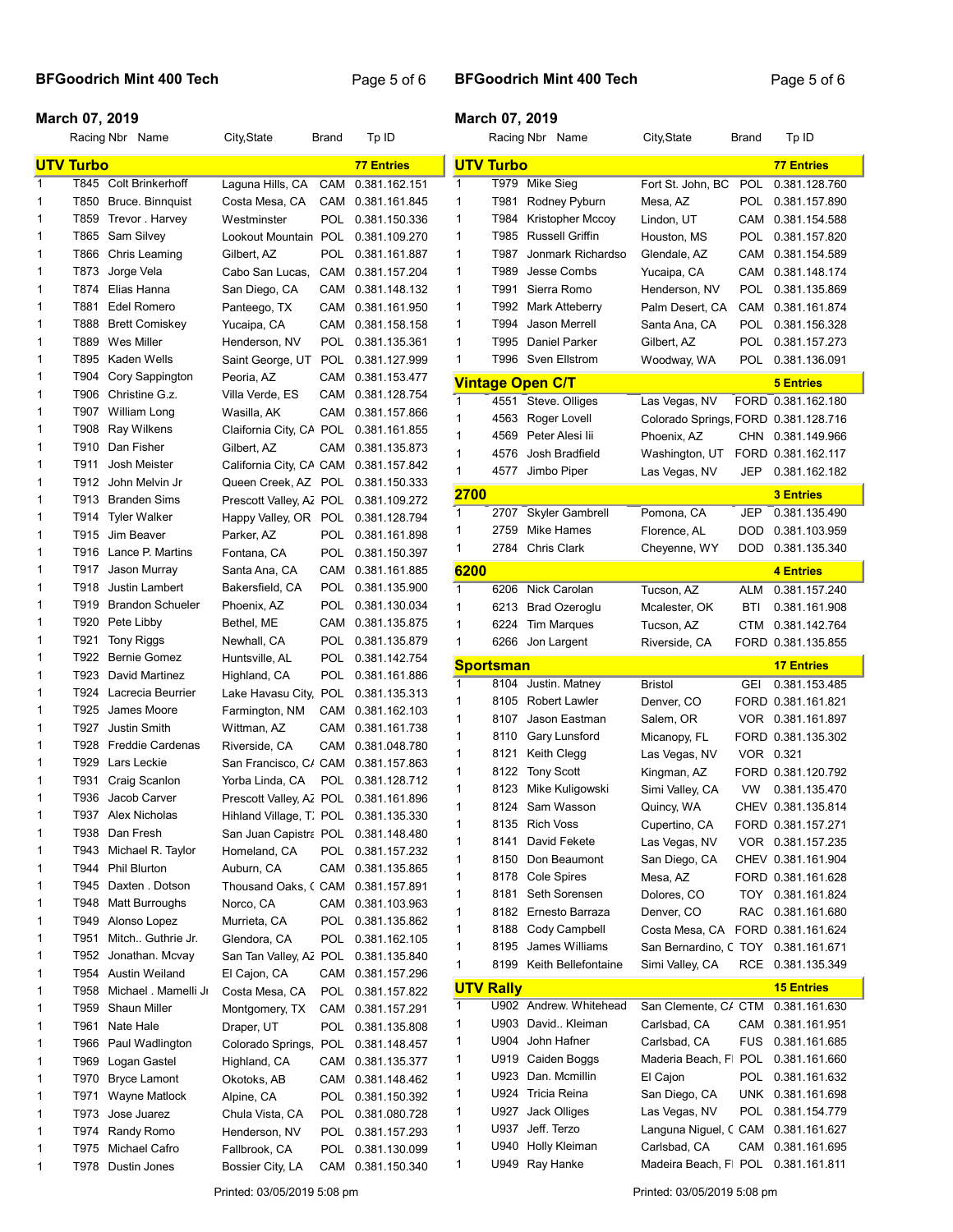# BFGoodrich Mint 400 Tech

**March 07, 2019**

## UTV Turbo — 77 Entries

| | Racing Nbr | Name | City,State | Brand | Tp ID |
|---|---|---|---|---|---|
| 1 | T845 | Colt Brinkerhoff | Laguna Hills, CA | CAM | 0.381.162.151 |
| 1 | T850 | Bruce. Binnquist | Costa Mesa, CA | CAM | 0.381.161.845 |
| 1 | T859 | Trevor . Harvey | Westminster | POL | 0.381.150.336 |
| 1 | T865 | Sam Silvey | Lookout Mountain | POL | 0.381.109.270 |
| 1 | T866 | Chris Leaming | Gilbert, AZ | POL | 0.381.161.887 |
| 1 | T873 | Jorge Vela | Cabo San Lucas, | CAM | 0.381.157.204 |
| 1 | T874 | Elias Hanna | San Diego, CA | CAM | 0.381.148.132 |
| 1 | T881 | Edel Romero | Panteego, TX | CAM | 0.381.161.950 |
| 1 | T888 | Brett Comiskey | Yucaipa, CA | CAM | 0.381.158.158 |
| 1 | T889 | Wes Miller | Henderson, NV | POL | 0.381.135.361 |
| 1 | T895 | Kaden Wells | Saint George, UT | POL | 0.381.127.999 |
| 1 | T904 | Cory Sappington | Peoria, AZ | CAM | 0.381.153.477 |
| 1 | T906 | Christine G.z. | Villa Verde, ES | CAM | 0.381.128.754 |
| 1 | T907 | William Long | Wasilla, AK | CAM | 0.381.157.866 |
| 1 | T908 | Ray Wilkens | Claifornia City, CA | POL | 0.381.161.855 |
| 1 | T910 | Dan Fisher | Gilbert, AZ | CAM | 0.381.135.873 |
| 1 | T911 | Josh Meister | California City, CA | CAM | 0.381.157.842 |
| 1 | T912 | John Melvin Jr | Queen Creek, AZ | POL | 0.381.150.333 |
| 1 | T913 | Branden Sims | Prescott Valley, AZ | POL | 0.381.109.272 |
| 1 | T914 | Tyler Walker | Happy Valley, OR | POL | 0.381.128.794 |
| 1 | T915 | Jim Beaver | Parker, AZ | POL | 0.381.161.898 |
| 1 | T916 | Lance P. Martins | Fontana, CA | POL | 0.381.150.397 |
| 1 | T917 | Jason Murray | Santa Ana, CA | CAM | 0.381.161.885 |
| 1 | T918 | Justin Lambert | Bakersfield, CA | POL | 0.381.135.900 |
| 1 | T919 | Brandon Schueler | Phoenix, AZ | POL | 0.381.130.034 |
| 1 | T920 | Pete Libby | Bethel, ME | CAM | 0.381.135.875 |
| 1 | T921 | Tony Riggs | Newhall, CA | POL | 0.381.135.879 |
| 1 | T922 | Bernie Gomez | Huntsville, AL | POL | 0.381.142.754 |
| 1 | T923 | David Martinez | Highland, CA | POL | 0.381.161.886 |
| 1 | T924 | Lacrecia Beurrier | Lake Havasu City, | POL | 0.381.135.313 |
| 1 | T925 | James Moore | Farmington, NM | CAM | 0.381.162.103 |
| 1 | T927 | Justin Smith | Wittman, AZ | CAM | 0.381.161.738 |
| 1 | T928 | Freddie Cardenas | Riverside, CA | CAM | 0.381.048.780 |
| 1 | T929 | Lars Leckie | San Francisco, CA | CAM | 0.381.157.863 |
| 1 | T931 | Craig Scanlon | Yorba Linda, CA | POL | 0.381.128.712 |
| 1 | T936 | Jacob Carver | Prescott Valley, AZ | POL | 0.381.161.896 |
| 1 | T937 | Alex Nicholas | Hihland Village, TX | POL | 0.381.135.330 |
| 1 | T938 | Dan Fresh | San Juan Capistra | POL | 0.381.148.480 |
| 1 | T943 | Michael R. Taylor | Homeland, CA | POL | 0.381.157.232 |
| 1 | T944 | Phil Blurton | Auburn, CA | CAM | 0.381.135.865 |
| 1 | T945 | Daxten . Dotson | Thousand Oaks, ( | CAM | 0.381.157.891 |
| 1 | T948 | Matt Burroughs | Norco, CA | CAM | 0.381.103.963 |
| 1 | T949 | Alonso Lopez | Murrieta, CA | POL | 0.381.135.862 |
| 1 | T951 | Mitch.. Guthrie Jr. | Glendora, CA | POL | 0.381.162.105 |
| 1 | T952 | Jonathan. Mcvay | San Tan Valley, AZ | POL | 0.381.135.840 |
| 1 | T954 | Austin Weiland | El Cajon, CA | CAM | 0.381.157.296 |
| 1 | T958 | Michael . Mamelli Jr | Costa Mesa, CA | POL | 0.381.157.822 |
| 1 | T959 | Shaun Miller | Montgomery, TX | CAM | 0.381.157.291 |
| 1 | T961 | Nate Hale | Draper, UT | POL | 0.381.135.808 |
| 1 | T966 | Paul Wadlington | Colorado Springs, | POL | 0.381.148.457 |
| 1 | T969 | Logan Gastel | Highland, CA | CAM | 0.381.135.377 |
| 1 | T970 | Bryce Lamont | Okotoks, AB | CAM | 0.381.148.462 |
| 1 | T971 | Wayne Matlock | Alpine, CA | POL | 0.381.150.392 |
| 1 | T973 | Jose Juarez | Chula Vista, CA | POL | 0.381.080.728 |
| 1 | T974 | Randy Romo | Henderson, NV | POL | 0.381.157.293 |
| 1 | T975 | Michael Cafro | Fallbrook, CA | POL | 0.381.130.099 |
| 1 | T978 | Dustin Jones | Bossier City, LA | CAM | 0.381.150.340 |
| 1 | T979 | Mike Sieg | Fort St. John, BC | POL | 0.381.128.760 |
| 1 | T981 | Rodney Pyburn | Mesa, AZ | POL | 0.381.157.890 |
| 1 | T984 | Kristopher Mccoy | Lindon, UT | CAM | 0.381.154.588 |
| 1 | T985 | Russell Griffin | Houston, MS | POL | 0.381.157.820 |
| 1 | T987 | Jonmark Richardso | Glendale, AZ | CAM | 0.381.154.589 |
| 1 | T989 | Jesse Combs | Yucaipa, CA | CAM | 0.381.148.174 |
| 1 | T991 | Sierra Romo | Henderson, NV | POL | 0.381.135.869 |
| 1 | T992 | Mark Atteberry | Palm Desert, CA | CAM | 0.381.161.874 |
| 1 | T994 | Jason Merrell | Santa Ana, CA | POL | 0.381.156.328 |
| 1 | T995 | Daniel Parker | Gilbert, AZ | POL | 0.381.157.273 |
| 1 | T996 | Sven Ellstrom | Woodway, WA | POL | 0.381.136.091 |

## Vintage Open C/T — 5 Entries

| | Racing Nbr | Name | City,State | Brand | Tp ID |
|---|---|---|---|---|---|
| 1 | 4551 | Steve. Olliges | Las Vegas, NV | FORD | 0.381.162.180 |
| 1 | 4563 | Roger Lovell | Colorado Springs, | FORD | 0.381.128.716 |
| 1 | 4569 | Peter Alesi Iii | Phoenix, AZ | CHN | 0.381.149.966 |
| 1 | 4576 | Josh Bradfield | Washington, UT | FORD | 0.381.162.117 |
| 1 | 4577 | Jimbo Piper | Las Vegas, NV | JEP | 0.381.162.182 |

## 2700 — 3 Entries

| | Racing Nbr | Name | City,State | Brand | Tp ID |
|---|---|---|---|---|---|
| 1 | 2707 | Skyler Gambrell | Pomona, CA | JEP | 0.381.135.490 |
| 1 | 2759 | Mike Hames | Florence, AL | DOD | 0.381.103.959 |
| 1 | 2784 | Chris Clark | Cheyenne, WY | DOD | 0.381.135.340 |

## 6200 — 4 Entries

| | Racing Nbr | Name | City,State | Brand | Tp ID |
|---|---|---|---|---|---|
| 1 | 6206 | Nick Carolan | Tucson, AZ | ALM | 0.381.157.240 |
| 1 | 6213 | Brad Ozeroglu | Mcalester, OK | BTI | 0.381.161.908 |
| 1 | 6224 | Tim Marques | Tucson, AZ | CTM | 0.381.142.764 |
| 1 | 6266 | Jon Largent | Riverside, CA | FORD | 0.381.135.855 |

## Sportsman — 17 Entries

| | Racing Nbr | Name | City,State | Brand | Tp ID |
|---|---|---|---|---|---|
| 1 | 8104 | Justin. Matney | Bristol | GEI | 0.381.153.485 |
| 1 | 8105 | Robert Lawler | Denver, CO | FORD | 0.381.161.821 |
| 1 | 8107 | Jason Eastman | Salem, OR | VOR | 0.381.161.897 |
| 1 | 8110 | Gary Lunsford | Micanopy, FL | FORD | 0.381.135.302 |
| 1 | 8121 | Keith Clegg | Las Vegas, NV | VOR | 0.321 |
| 1 | 8122 | Tony Scott | Kingman, AZ | FORD | 0.381.120.792 |
| 1 | 8123 | Mike Kuligowski | Simi Valley, CA | VW | 0.381.135.470 |
| 1 | 8124 | Sam Wasson | Quincy, WA | CHEV | 0.381.135.814 |
| 1 | 8135 | Rich Voss | Cupertino, CA | FORD | 0.381.157.271 |
| 1 | 8141 | David Fekete | Las Vegas, NV | VOR | 0.381.157.235 |
| 1 | 8150 | Don Beaumont | San Diego, CA | CHEV | 0.381.161.904 |
| 1 | 8178 | Cole Spires | Mesa, AZ | FORD | 0.381.161.628 |
| 1 | 8181 | Seth Sorensen | Dolores, CO | TOY | 0.381.161.824 |
| 1 | 8182 | Ernesto Barraza | Denver, CO | RAC | 0.381.161.680 |
| 1 | 8188 | Cody Campbell | Costa Mesa, CA | FORD | 0.381.161.624 |
| 1 | 8195 | James Williams | San Bernardino, C | TOY | 0.381.161.671 |
| 1 | 8199 | Keith Bellefontaine | Simi Valley, CA | RCE | 0.381.135.349 |

## UTV Rally — 15 Entries

| | Racing Nbr | Name | City,State | Brand | Tp ID |
|---|---|---|---|---|---|
| 1 | U902 | Andrew. Whitehead | San Clemente, CA | CTM | 0.381.161.630 |
| 1 | U903 | David.. Kleiman | Carlsbad, CA | CAM | 0.381.161.951 |
| 1 | U904 | John Hafner | Carlsbad, CA | FUS | 0.381.161.685 |
| 1 | U919 | Caiden Boggs | Maderia Beach, FL | POL | 0.381.161.660 |
| 1 | U923 | Dan. Mcmillin | El Cajon | POL | 0.381.161.632 |
| 1 | U924 | Tricia Reina | San Diego, CA | UNK | 0.381.161.698 |
| 1 | U927 | Jack Olliges | Las Vegas, NV | POL | 0.381.154.779 |
| 1 | U937 | Jeff. Terzo | Languna Niguel, C | CAM | 0.381.161.627 |
| 1 | U940 | Holly Kleiman | Carlsbad, CA | CAM | 0.381.161.695 |
| 1 | U949 | Ray Hanke | Madeira Beach, FL | POL | 0.381.161.811 |

Printed: 03/05/2019 5:08 pm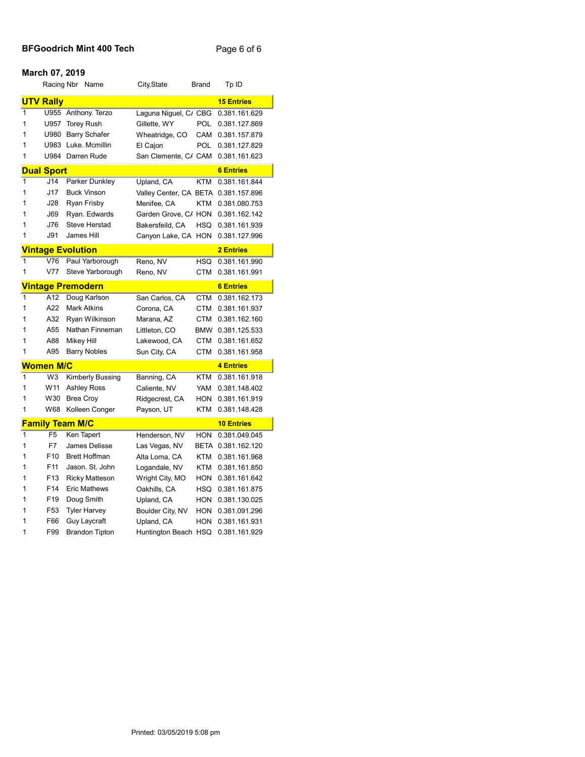# BFGoodrich Mint 400 Tech

**March 07, 2019**

| | Racing Nbr | Name | City,State | Brand | Tp ID |
|---|---|---|---|---|---|
| **UTV Rally** | | | | | **15 Entries** |
| 1 | U955 | Anthony. Terzo | Laguna Niguel, C/ | CBG | 0.381.161.629 |
| 1 | U957 | Torey Rush | Gillette, WY | POL | 0.381.127.869 |
| 1 | U980 | Barry Schafer | Wheatridge, CO | CAM | 0.381.157.879 |
| 1 | U983 | Luke. Mcmillin | El Cajon | POL | 0.381.127.829 |
| 1 | U984 | Darren Rude | San Clemente, C/ | CAM | 0.381.161.623 |
| **Dual Sport** | | | | | **6 Entries** |
| 1 | J14 | Parker Dunkley | Upland, CA | KTM | 0.381.161.844 |
| 1 | J17 | Buck Vinson | Valley Center, CA | BETA | 0.381.157.896 |
| 1 | J28 | Ryan Frisby | Menifee, CA | KTM | 0.381.080.753 |
| 1 | J69 | Ryan. Edwards | Garden Grove, C/ | HON | 0.381.162.142 |
| 1 | J76 | Steve Herstad | Bakersfeild, CA | HSQ | 0.381.161.939 |
| 1 | J91 | James Hill | Canyon Lake, CA | HON | 0.381.127.996 |
| **Vintage Evolution** | | | | | **2 Entries** |
| 1 | V76 | Paul Yarborough | Reno, NV | HSQ | 0.381.161.990 |
| 1 | V77 | Steve Yarborough | Reno, NV | CTM | 0.381.161.991 |
| **Vintage Premodern** | | | | | **6 Entries** |
| 1 | A12 | Doug Karlson | San Carlos, CA | CTM | 0.381.162.173 |
| 1 | A22 | Mark Atkins | Corona, CA | CTM | 0.381.161.937 |
| 1 | A32 | Ryan Wilkinson | Marana, AZ | CTM | 0.381.162.160 |
| 1 | A55 | Nathan Finneman | Littleton, CO | BMW | 0.381.125.533 |
| 1 | A88 | Mikey Hill | Lakewood, CA | CTM | 0.381.161.652 |
| 1 | A95 | Barry Nobles | Sun City, CA | CTM | 0.381.161.958 |
| **Women M/C** | | | | | **4 Entries** |
| 1 | W3 | Kimberly Bussing | Banning, CA | KTM | 0.381.161.918 |
| 1 | W11 | Ashley Ross | Caliente, NV | YAM | 0.381.148.402 |
| 1 | W30 | Brea Croy | Ridgecrest, CA | HON | 0.381.161.919 |
| 1 | W68 | Kolleen Conger | Payson, UT | KTM | 0.381.148.428 |
| **Family Team M/C** | | | | | **10 Entries** |
| 1 | F5 | Ken Tapert | Henderson, NV | HON | 0.381.049.045 |
| 1 | F7 | James Delisse | Las Vegas, NV | BETA | 0.381.162.120 |
| 1 | F10 | Brett Hoffman | Alta Loma, CA | KTM | 0.381.161.968 |
| 1 | F11 | Jason. St. John | Logandale, NV | KTM | 0.381.161.850 |
| 1 | F13 | Ricky Matteson | Wright City, MO | HON | 0.381.161.642 |
| 1 | F14 | Eric Mathews | Oakhills, CA | HSQ | 0.381.161.875 |
| 1 | F19 | Doug Smith | Upland, CA | HON | 0.381.130.025 |
| 1 | F53 | Tyler Harvey | Boulder City, NV | HON | 0.381.091.296 |
| 1 | F66 | Guy Laycraft | Upland, CA | HON | 0.381.161.931 |
| 1 | F99 | Brandon Tipton | Huntington Beach | HSQ | 0.381.161.929 |

Printed: 03/05/2019 5:08 pm